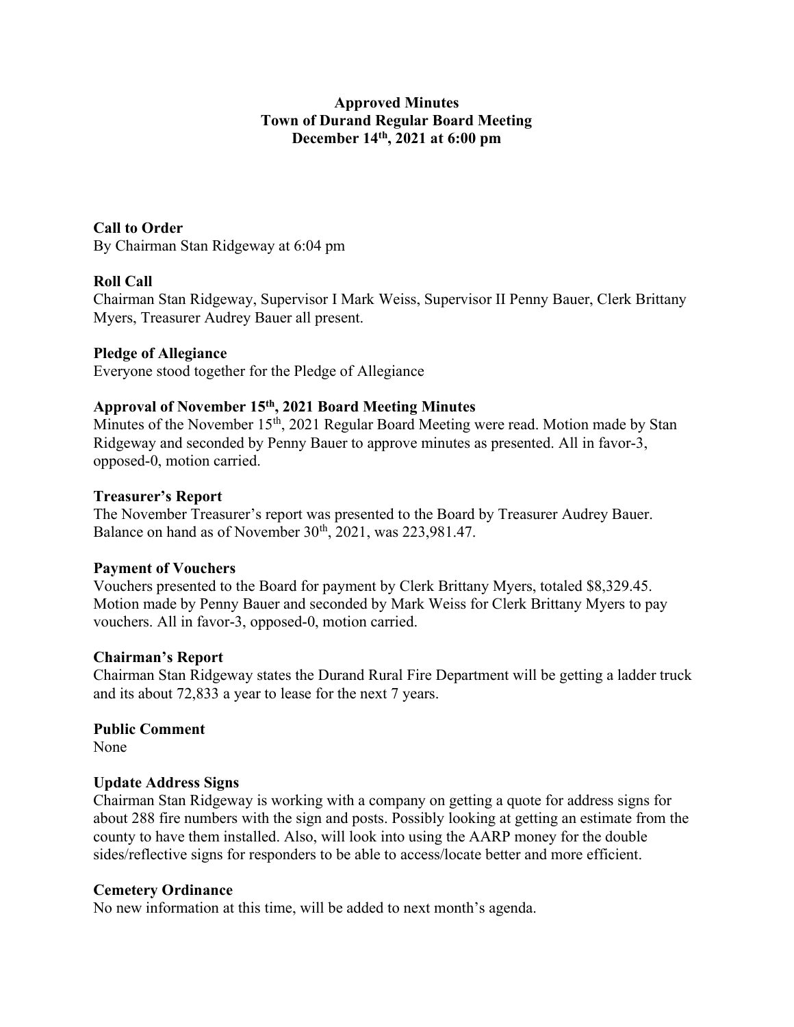**Approved Minutes**
**Town of Durand Regular Board Meeting**
**December 14th, 2021 at 6:00 pm**

**Call to Order**
By Chairman Stan Ridgeway at 6:04 pm

**Roll Call**
Chairman Stan Ridgeway, Supervisor I Mark Weiss, Supervisor II Penny Bauer, Clerk Brittany Myers, Treasurer Audrey Bauer all present.

**Pledge of Allegiance**
Everyone stood together for the Pledge of Allegiance

**Approval of November 15th, 2021 Board Meeting Minutes**
Minutes of the November 15th, 2021 Regular Board Meeting were read. Motion made by Stan Ridgeway and seconded by Penny Bauer to approve minutes as presented. All in favor-3, opposed-0, motion carried.

**Treasurer's Report**
The November Treasurer's report was presented to the Board by Treasurer Audrey Bauer. Balance on hand as of November 30th, 2021, was 223,981.47.

**Payment of Vouchers**
Vouchers presented to the Board for payment by Clerk Brittany Myers, totaled $8,329.45. Motion made by Penny Bauer and seconded by Mark Weiss for Clerk Brittany Myers to pay vouchers. All in favor-3, opposed-0, motion carried.

**Chairman's Report**
Chairman Stan Ridgeway states the Durand Rural Fire Department will be getting a ladder truck and its about 72,833 a year to lease for the next 7 years.

**Public Comment**
None

**Update Address Signs**
Chairman Stan Ridgeway is working with a company on getting a quote for address signs for about 288 fire numbers with the sign and posts. Possibly looking at getting an estimate from the county to have them installed. Also, will look into using the AARP money for the double sides/reflective signs for responders to be able to access/locate better and more efficient.

**Cemetery Ordinance**
No new information at this time, will be added to next month's agenda.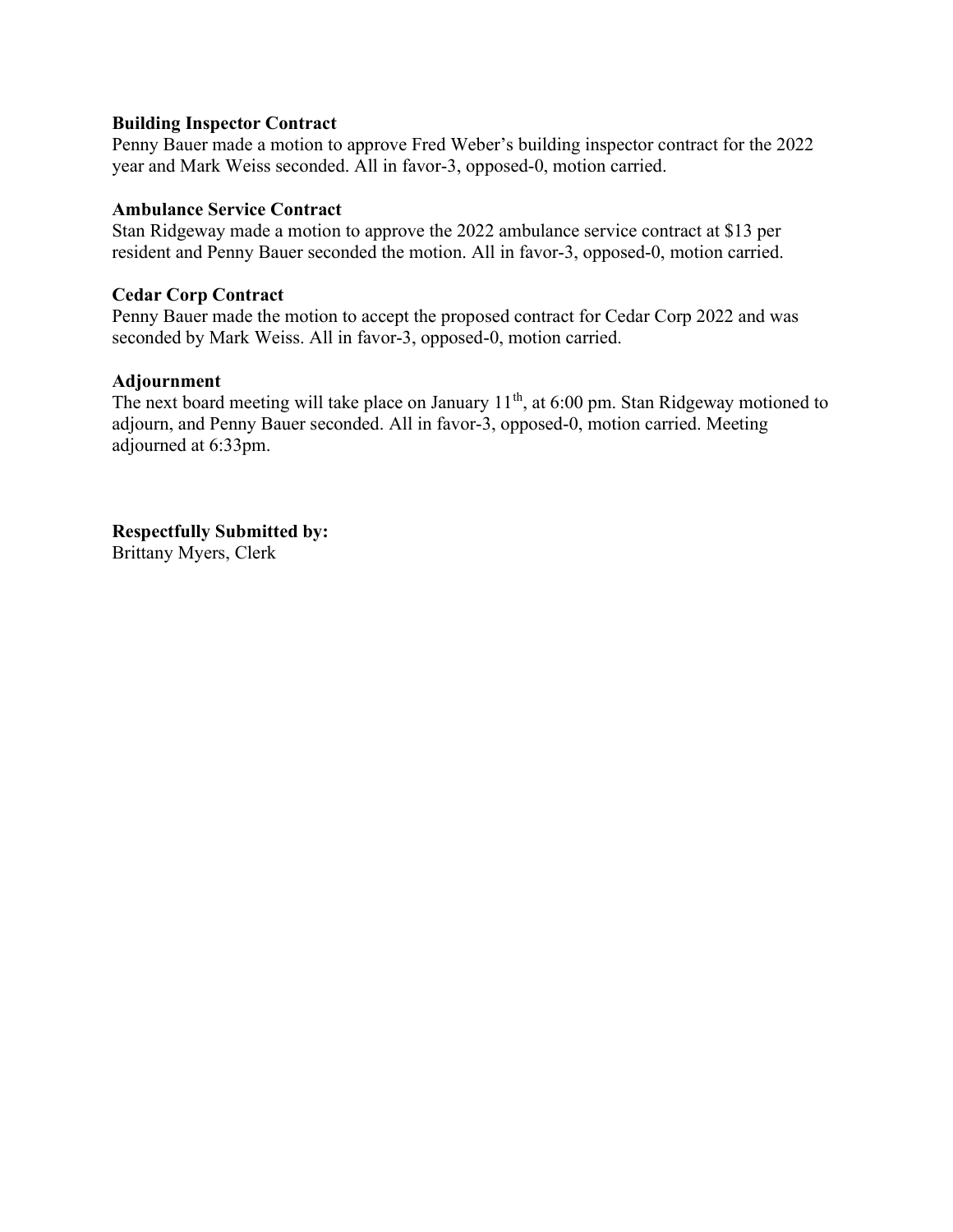**Building Inspector Contract**
Penny Bauer made a motion to approve Fred Weber's building inspector contract for the 2022 year and Mark Weiss seconded. All in favor-3, opposed-0, motion carried.

**Ambulance Service Contract**
Stan Ridgeway made a motion to approve the 2022 ambulance service contract at $13 per resident and Penny Bauer seconded the motion. All in favor-3, opposed-0, motion carried.

**Cedar Corp Contract**
Penny Bauer made the motion to accept the proposed contract for Cedar Corp 2022 and was seconded by Mark Weiss. All in favor-3, opposed-0, motion carried.

**Adjournment**
The next board meeting will take place on January 11th, at 6:00 pm. Stan Ridgeway motioned to adjourn, and Penny Bauer seconded. All in favor-3, opposed-0, motion carried. Meeting adjourned at 6:33pm.

**Respectfully Submitted by:**
Brittany Myers, Clerk